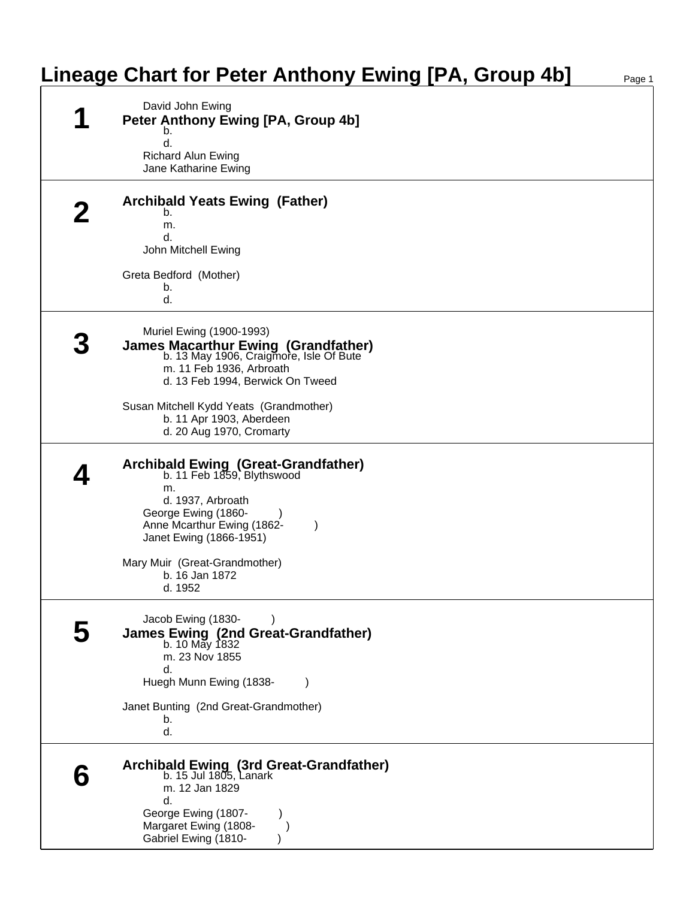# Lineage Chart for Peter Anthony Ewing [PA, Group 4b]

## 1

David John Ewing

**Peter Anthony Ewing [PA, Group 4b]**

b.
d.

Richard Alun Ewing
Jane Katharine Ewing

## 2

**Archibald Yeats Ewing (Father)**

b.
m.
d.

John Mitchell Ewing

Greta Bedford (Mother)

b.
d.

## 3

Muriel Ewing (1900-1993)

**James Macarthur Ewing (Grandfather)**

b. 13 May 1906, Craigmore, Isle Of Bute
m. 11 Feb 1936, Arbroath
d. 13 Feb 1994, Berwick On Tweed

Susan Mitchell Kydd Yeats (Grandmother)

b. 11 Apr 1903, Aberdeen
d. 20 Aug 1970, Cromarty

## 4

**Archibald Ewing (Great-Grandfather)**

b. 11 Feb 1859, Blythswood
m.
d. 1937, Arbroath

George Ewing (1860- )
Anne Mcarthur Ewing (1862- )
Janet Ewing (1866-1951)

Mary Muir (Great-Grandmother)

b. 16 Jan 1872
d. 1952

## 5

Jacob Ewing (1830- )

**James Ewing (2nd Great-Grandfather)**

b. 10 May 1832
m. 23 Nov 1855
d.

Huegh Munn Ewing (1838- )

Janet Bunting (2nd Great-Grandmother)

b.
d.

## 6

**Archibald Ewing (3rd Great-Grandfather)**

b. 15 Jul 1805, Lanark
m. 12 Jan 1829
d.

George Ewing (1807- )
Margaret Ewing (1808- )
Gabriel Ewing (1810- )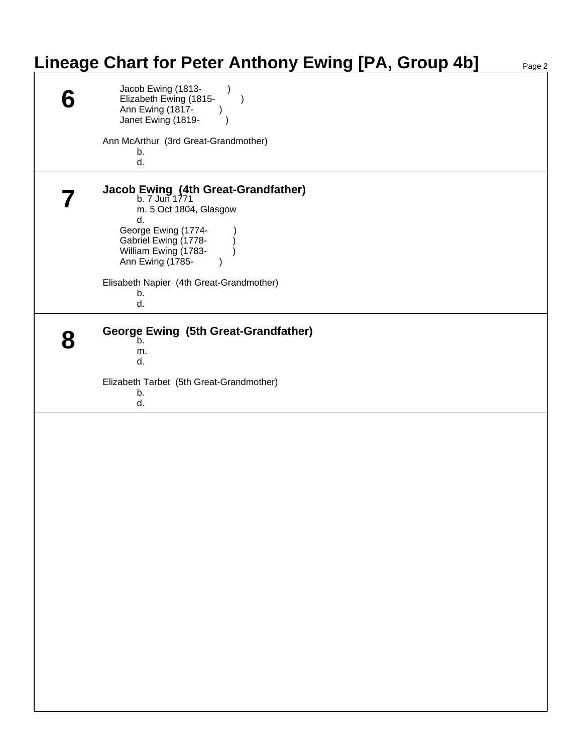# Lineage Chart for Peter Anthony Ewing [PA, Group 4b]

**6**

Jacob Ewing (1813- )
Elizabeth Ewing (1815- )
Ann Ewing (1817- )
Janet Ewing (1819- )

Ann McArthur (3rd Great-Grandmother)
b.
d.

**7**

**Jacob Ewing (4th Great-Grandfather)**
b. 7 Jun 1771
m. 5 Oct 1804, Glasgow
d.
George Ewing (1774- )
Gabriel Ewing (1778- )
William Ewing (1783- )
Ann Ewing (1785- )

Elisabeth Napier (4th Great-Grandmother)
b.
d.

**8**

**George Ewing (5th Great-Grandfather)**
b.
m.
d.

Elizabeth Tarbet (5th Great-Grandmother)
b.
d.